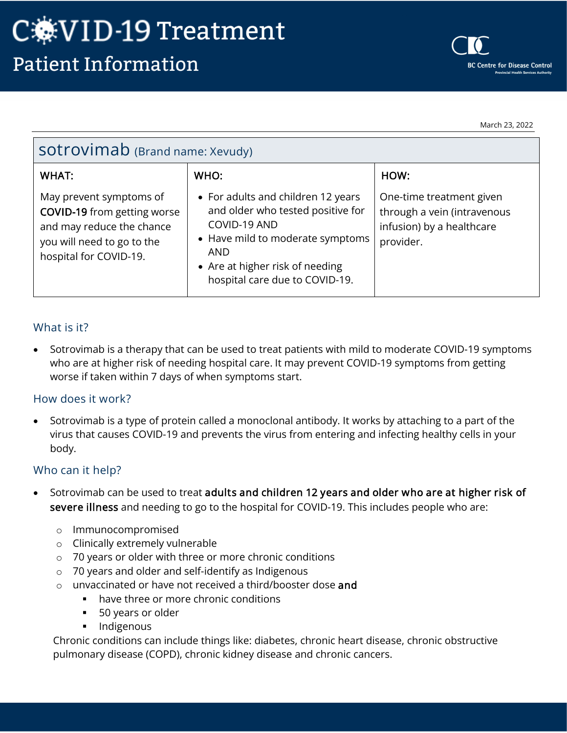# COVID-19 Treatment

## Patient Information

BC Centre for Disease Control
Provincial Health Services Authority

March 23, 2022

| sotrovimab (Brand name: Xevudy) | | |
|---|---|---|
| **WHAT:** | **WHO:** | **HOW:** |
| May prevent symptoms of **COVID-19** from getting worse and may reduce the chance you will need to go to the hospital for COVID-19. | • For adults and children 12 years and older who tested positive for COVID-19 AND<br>• Have mild to moderate symptoms AND<br>• Are at higher risk of needing hospital care due to COVID-19. | One-time treatment given through a vein (intravenous infusion) by a healthcare provider. |

### What is it?

- Sotrovimab is a therapy that can be used to treat patients with mild to moderate COVID-19 symptoms who are at higher risk of needing hospital care. It may prevent COVID-19 symptoms from getting worse if taken within 7 days of when symptoms start.

### How does it work?

- Sotrovimab is a type of protein called a monoclonal antibody. It works by attaching to a part of the virus that causes COVID-19 and prevents the virus from entering and infecting healthy cells in your body.

### Who can it help?

- Sotrovimab can be used to treat **adults and children 12 years and older who are at higher risk of severe illness** and needing to go to the hospital for COVID-19. This includes people who are:
    - Immunocompromised
    - Clinically extremely vulnerable
    - 70 years or older with three or more chronic conditions
    - 70 years and older and self-identify as Indigenous
    - unvaccinated or have not received a third/booster dose **and**
        - have three or more chronic conditions
        - 50 years or older
        - Indigenous

  Chronic conditions can include things like: diabetes, chronic heart disease, chronic obstructive pulmonary disease (COPD), chronic kidney disease and chronic cancers.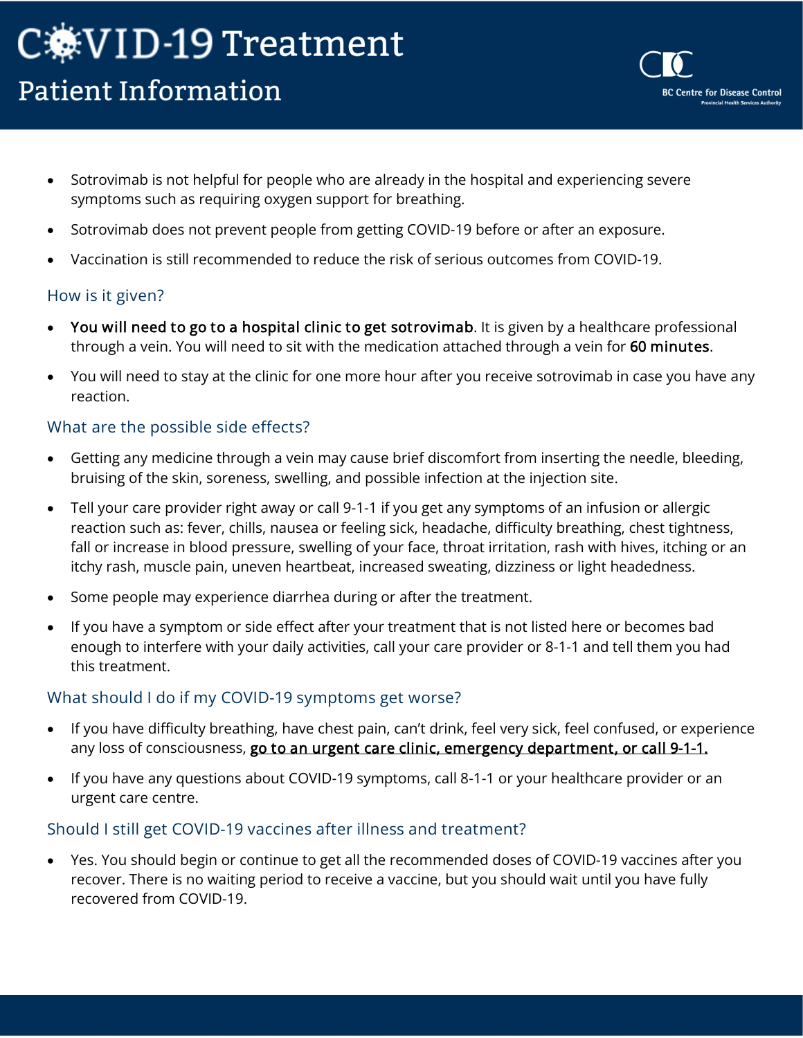- Sotrovimab is not helpful for people who are already in the hospital and experiencing severe symptoms such as requiring oxygen support for breathing.
- Sotrovimab does not prevent people from getting COVID-19 before or after an exposure.
- Vaccination is still recommended to reduce the risk of serious outcomes from COVID-19.

## How is it given?

- **You will need to go to a hospital clinic to get sotrovimab**. It is given by a healthcare professional through a vein. You will need to sit with the medication attached through a vein for **60 minutes**.
- You will need to stay at the clinic for one more hour after you receive sotrovimab in case you have any reaction.

## What are the possible side effects?

- Getting any medicine through a vein may cause brief discomfort from inserting the needle, bleeding, bruising of the skin, soreness, swelling, and possible infection at the injection site.
- Tell your care provider right away or call 9-1-1 if you get any symptoms of an infusion or allergic reaction such as: fever, chills, nausea or feeling sick, headache, difficulty breathing, chest tightness, fall or increase in blood pressure, swelling of your face, throat irritation, rash with hives, itching or an itchy rash, muscle pain, uneven heartbeat, increased sweating, dizziness or light headedness.
- Some people may experience diarrhea during or after the treatment.
- If you have a symptom or side effect after your treatment that is not listed here or becomes bad enough to interfere with your daily activities, call your care provider or 8-1-1 and tell them you had this treatment.

## What should I do if my COVID-19 symptoms get worse?

- If you have difficulty breathing, have chest pain, can't drink, feel very sick, feel confused, or experience any loss of consciousness, <u>go to an urgent care clinic, emergency department, or call 9-1-1.</u>
- If you have any questions about COVID-19 symptoms, call 8-1-1 or your healthcare provider or an urgent care centre.

## Should I still get COVID-19 vaccines after illness and treatment?

- Yes. You should begin or continue to get all the recommended doses of COVID-19 vaccines after you recover. There is no waiting period to receive a vaccine, but you should wait until you have fully recovered from COVID-19.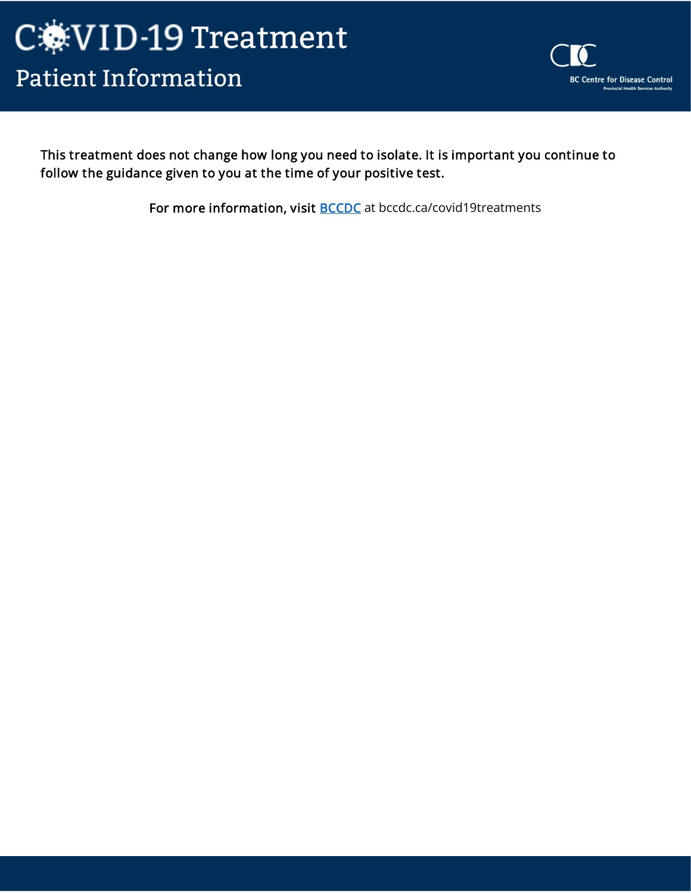# COVID-19 Treatment

## Patient Information

BC Centre for Disease Control
Provincial Health Services Authority

This treatment does not change how long you need to isolate. It is important you continue to follow the guidance given to you at the time of your positive test.

For more information, visit [BCCDC](bccdc.ca/covid19treatments) at bccdc.ca/covid19treatments